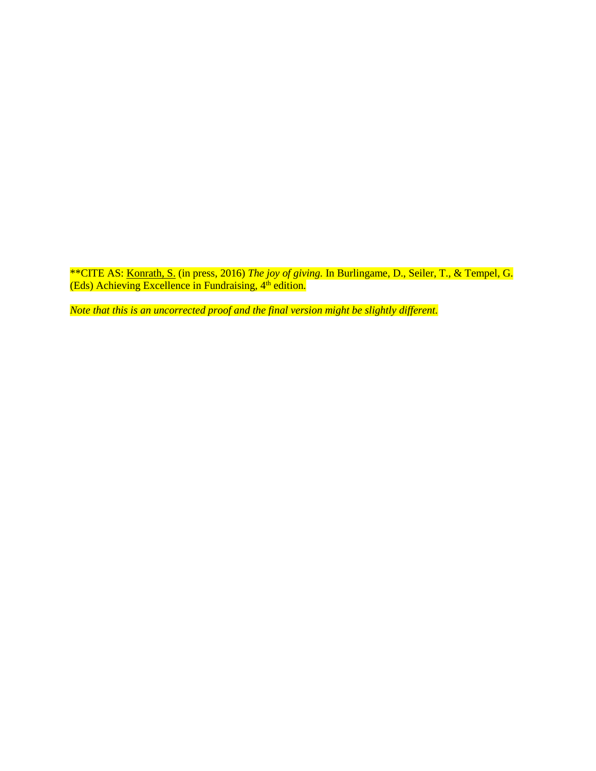**CITE AS: Konrath, S. (in press, 2016) *The joy of giving.* In Burlingame, D., Seiler, T., & Tempel, G. (Eds) Achieving Excellence in Fundraising, 4th edition.

*Note that this is an uncorrected proof and the final version might be slightly different.*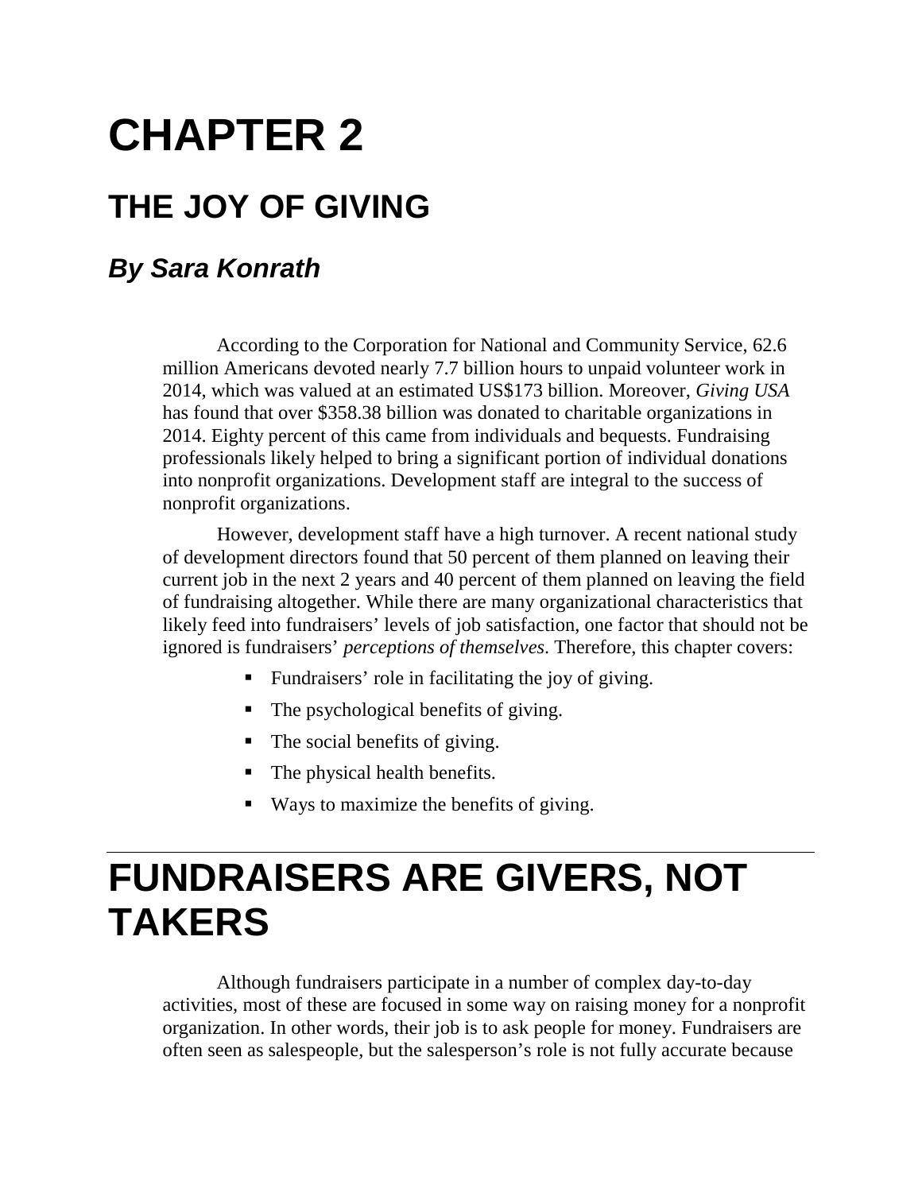# CHAPTER 2

## THE JOY OF GIVING

### *By Sara Konrath*

According to the Corporation for National and Community Service, 62.6 million Americans devoted nearly 7.7 billion hours to unpaid volunteer work in 2014, which was valued at an estimated US$173 billion. Moreover, *Giving USA* has found that over $358.38 billion was donated to charitable organizations in 2014. Eighty percent of this came from individuals and bequests. Fundraising professionals likely helped to bring a significant portion of individual donations into nonprofit organizations. Development staff are integral to the success of nonprofit organizations.

However, development staff have a high turnover. A recent national study of development directors found that 50 percent of them planned on leaving their current job in the next 2 years and 40 percent of them planned on leaving the field of fundraising altogether. While there are many organizational characteristics that likely feed into fundraisers' levels of job satisfaction, one factor that should not be ignored is fundraisers' *perceptions of themselves*. Therefore, this chapter covers:

- Fundraisers' role in facilitating the joy of giving.
- The psychological benefits of giving.
- The social benefits of giving.
- The physical health benefits.
- Ways to maximize the benefits of giving.

# FUNDRAISERS ARE GIVERS, NOT TAKERS

Although fundraisers participate in a number of complex day-to-day activities, most of these are focused in some way on raising money for a nonprofit organization. In other words, their job is to ask people for money. Fundraisers are often seen as salespeople, but the salesperson's role is not fully accurate because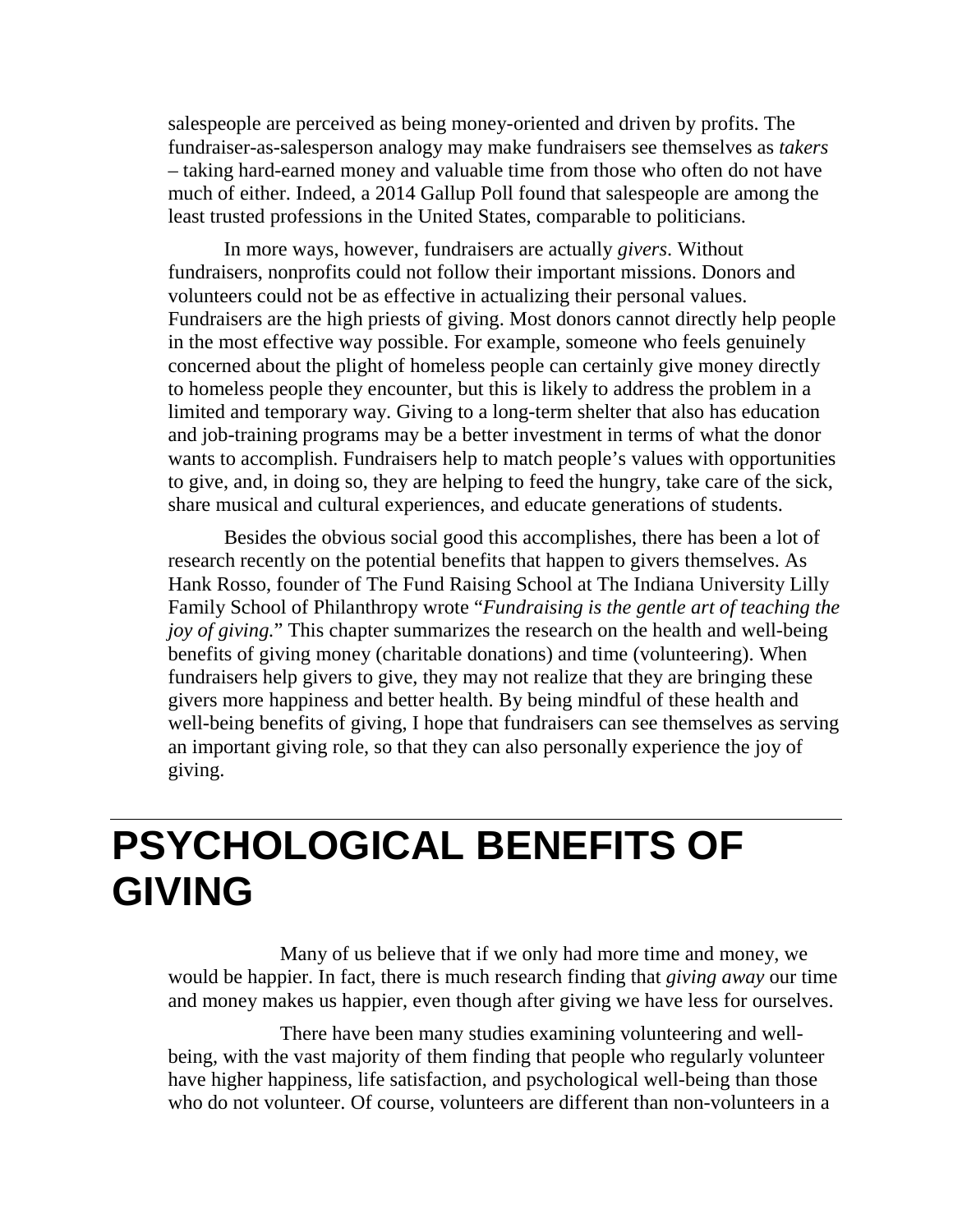salespeople are perceived as being money-oriented and driven by profits. The fundraiser-as-salesperson analogy may make fundraisers see themselves as *takers* – taking hard-earned money and valuable time from those who often do not have much of either. Indeed, a 2014 Gallup Poll found that salespeople are among the least trusted professions in the United States, comparable to politicians.

In more ways, however, fundraisers are actually *givers*. Without fundraisers, nonprofits could not follow their important missions. Donors and volunteers could not be as effective in actualizing their personal values. Fundraisers are the high priests of giving. Most donors cannot directly help people in the most effective way possible. For example, someone who feels genuinely concerned about the plight of homeless people can certainly give money directly to homeless people they encounter, but this is likely to address the problem in a limited and temporary way. Giving to a long-term shelter that also has education and job-training programs may be a better investment in terms of what the donor wants to accomplish. Fundraisers help to match people's values with opportunities to give, and, in doing so, they are helping to feed the hungry, take care of the sick, share musical and cultural experiences, and educate generations of students.

Besides the obvious social good this accomplishes, there has been a lot of research recently on the potential benefits that happen to givers themselves. As Hank Rosso, founder of The Fund Raising School at The Indiana University Lilly Family School of Philanthropy wrote "*Fundraising is the gentle art of teaching the joy of giving.*" This chapter summarizes the research on the health and well-being benefits of giving money (charitable donations) and time (volunteering). When fundraisers help givers to give, they may not realize that they are bringing these givers more happiness and better health. By being mindful of these health and well-being benefits of giving, I hope that fundraisers can see themselves as serving an important giving role, so that they can also personally experience the joy of giving.

# PSYCHOLOGICAL BENEFITS OF GIVING

Many of us believe that if we only had more time and money, we would be happier. In fact, there is much research finding that *giving away* our time and money makes us happier, even though after giving we have less for ourselves.

There have been many studies examining volunteering and well-being, with the vast majority of them finding that people who regularly volunteer have higher happiness, life satisfaction, and psychological well-being than those who do not volunteer. Of course, volunteers are different than non-volunteers in a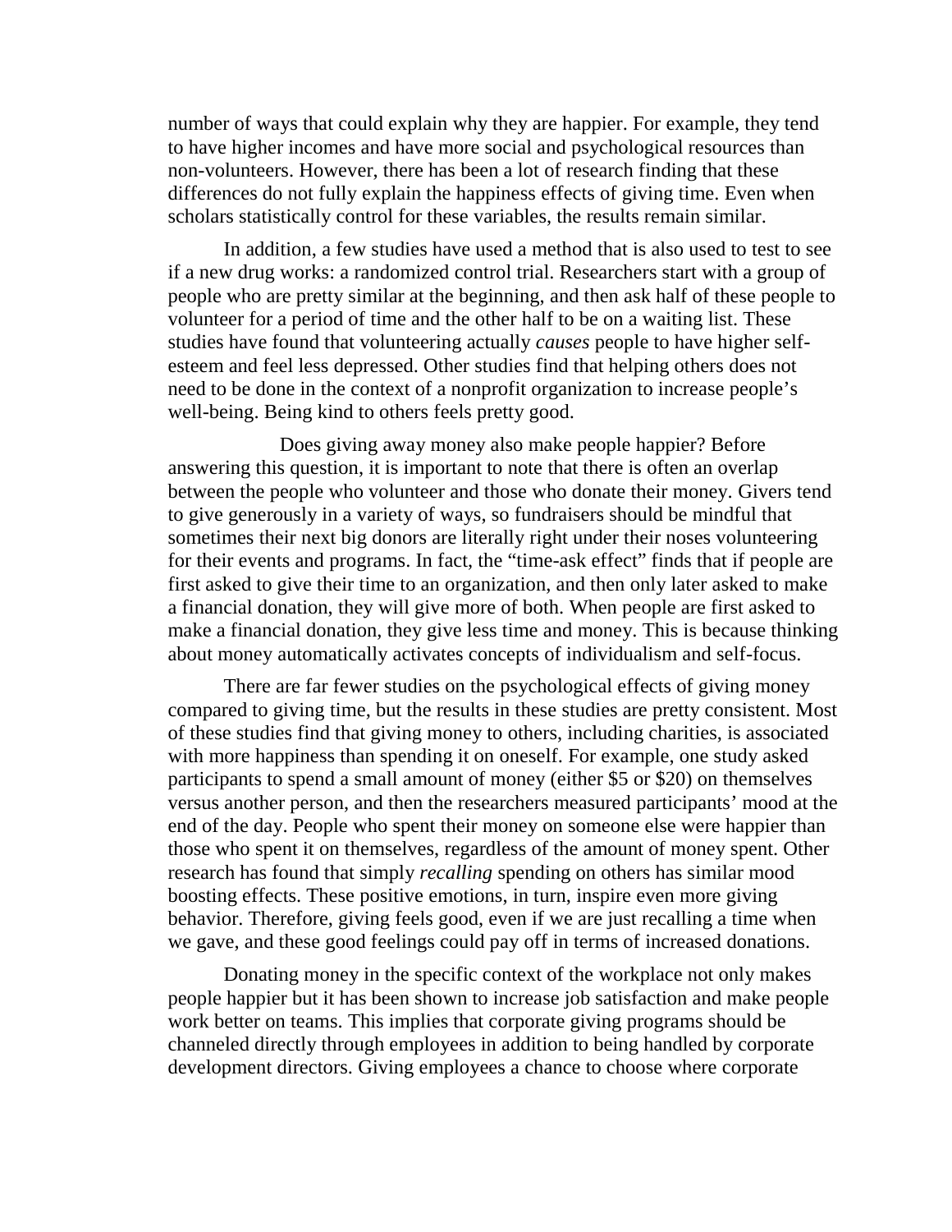number of ways that could explain why they are happier. For example, they tend to have higher incomes and have more social and psychological resources than non-volunteers. However, there has been a lot of research finding that these differences do not fully explain the happiness effects of giving time. Even when scholars statistically control for these variables, the results remain similar.

In addition, a few studies have used a method that is also used to test to see if a new drug works: a randomized control trial. Researchers start with a group of people who are pretty similar at the beginning, and then ask half of these people to volunteer for a period of time and the other half to be on a waiting list. These studies have found that volunteering actually *causes* people to have higher self-esteem and feel less depressed. Other studies find that helping others does not need to be done in the context of a nonprofit organization to increase people's well-being. Being kind to others feels pretty good.

Does giving away money also make people happier? Before answering this question, it is important to note that there is often an overlap between the people who volunteer and those who donate their money. Givers tend to give generously in a variety of ways, so fundraisers should be mindful that sometimes their next big donors are literally right under their noses volunteering for their events and programs. In fact, the "time-ask effect" finds that if people are first asked to give their time to an organization, and then only later asked to make a financial donation, they will give more of both. When people are first asked to make a financial donation, they give less time and money. This is because thinking about money automatically activates concepts of individualism and self-focus.

There are far fewer studies on the psychological effects of giving money compared to giving time, but the results in these studies are pretty consistent. Most of these studies find that giving money to others, including charities, is associated with more happiness than spending it on oneself. For example, one study asked participants to spend a small amount of money (either $5 or $20) on themselves versus another person, and then the researchers measured participants' mood at the end of the day. People who spent their money on someone else were happier than those who spent it on themselves, regardless of the amount of money spent. Other research has found that simply *recalling* spending on others has similar mood boosting effects. These positive emotions, in turn, inspire even more giving behavior. Therefore, giving feels good, even if we are just recalling a time when we gave, and these good feelings could pay off in terms of increased donations.

Donating money in the specific context of the workplace not only makes people happier but it has been shown to increase job satisfaction and make people work better on teams. This implies that corporate giving programs should be channeled directly through employees in addition to being handled by corporate development directors. Giving employees a chance to choose where corporate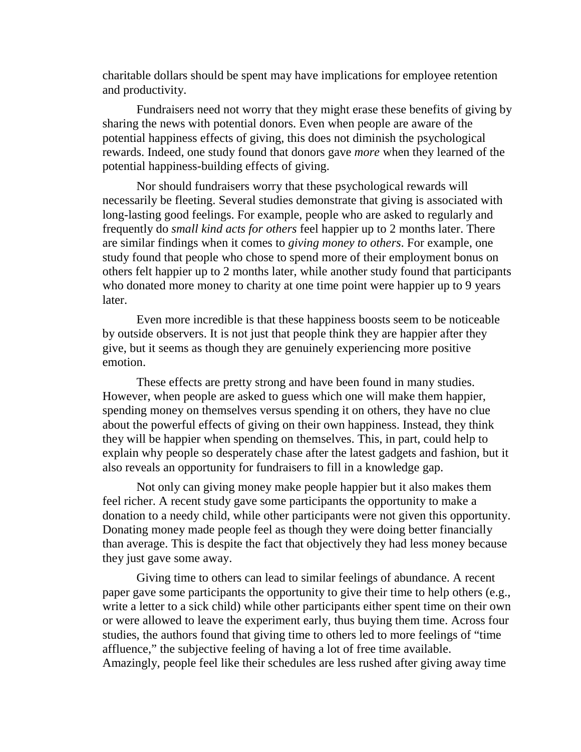charitable dollars should be spent may have implications for employee retention and productivity.

Fundraisers need not worry that they might erase these benefits of giving by sharing the news with potential donors. Even when people are aware of the potential happiness effects of giving, this does not diminish the psychological rewards. Indeed, one study found that donors gave *more* when they learned of the potential happiness-building effects of giving.

Nor should fundraisers worry that these psychological rewards will necessarily be fleeting. Several studies demonstrate that giving is associated with long-lasting good feelings. For example, people who are asked to regularly and frequently do *small kind acts for others* feel happier up to 2 months later. There are similar findings when it comes to *giving money to others*. For example, one study found that people who chose to spend more of their employment bonus on others felt happier up to 2 months later, while another study found that participants who donated more money to charity at one time point were happier up to 9 years later.

Even more incredible is that these happiness boosts seem to be noticeable by outside observers. It is not just that people think they are happier after they give, but it seems as though they are genuinely experiencing more positive emotion.

These effects are pretty strong and have been found in many studies. However, when people are asked to guess which one will make them happier, spending money on themselves versus spending it on others, they have no clue about the powerful effects of giving on their own happiness. Instead, they think they will be happier when spending on themselves. This, in part, could help to explain why people so desperately chase after the latest gadgets and fashion, but it also reveals an opportunity for fundraisers to fill in a knowledge gap.

Not only can giving money make people happier but it also makes them feel richer. A recent study gave some participants the opportunity to make a donation to a needy child, while other participants were not given this opportunity. Donating money made people feel as though they were doing better financially than average. This is despite the fact that objectively they had less money because they just gave some away.

Giving time to others can lead to similar feelings of abundance. A recent paper gave some participants the opportunity to give their time to help others (e.g., write a letter to a sick child) while other participants either spent time on their own or were allowed to leave the experiment early, thus buying them time. Across four studies, the authors found that giving time to others led to more feelings of "time affluence," the subjective feeling of having a lot of free time available. Amazingly, people feel like their schedules are less rushed after giving away time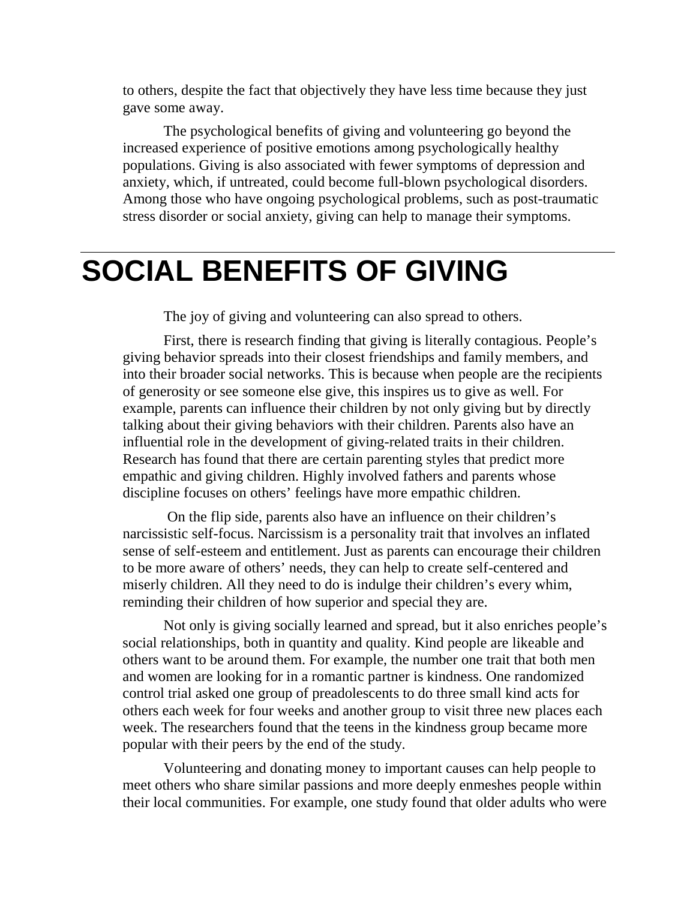to others, despite the fact that objectively they have less time because they just gave some away.

The psychological benefits of giving and volunteering go beyond the increased experience of positive emotions among psychologically healthy populations. Giving is also associated with fewer symptoms of depression and anxiety, which, if untreated, could become full-blown psychological disorders. Among those who have ongoing psychological problems, such as post-traumatic stress disorder or social anxiety, giving can help to manage their symptoms.

# SOCIAL BENEFITS OF GIVING

The joy of giving and volunteering can also spread to others.

First, there is research finding that giving is literally contagious. People's giving behavior spreads into their closest friendships and family members, and into their broader social networks. This is because when people are the recipients of generosity or see someone else give, this inspires us to give as well. For example, parents can influence their children by not only giving but by directly talking about their giving behaviors with their children. Parents also have an influential role in the development of giving-related traits in their children. Research has found that there are certain parenting styles that predict more empathic and giving children. Highly involved fathers and parents whose discipline focuses on others' feelings have more empathic children.

On the flip side, parents also have an influence on their children's narcissistic self-focus. Narcissism is a personality trait that involves an inflated sense of self-esteem and entitlement. Just as parents can encourage their children to be more aware of others' needs, they can help to create self-centered and miserly children. All they need to do is indulge their children's every whim, reminding their children of how superior and special they are.

Not only is giving socially learned and spread, but it also enriches people's social relationships, both in quantity and quality. Kind people are likeable and others want to be around them. For example, the number one trait that both men and women are looking for in a romantic partner is kindness. One randomized control trial asked one group of preadolescents to do three small kind acts for others each week for four weeks and another group to visit three new places each week. The researchers found that the teens in the kindness group became more popular with their peers by the end of the study.

Volunteering and donating money to important causes can help people to meet others who share similar passions and more deeply enmeshes people within their local communities. For example, one study found that older adults who were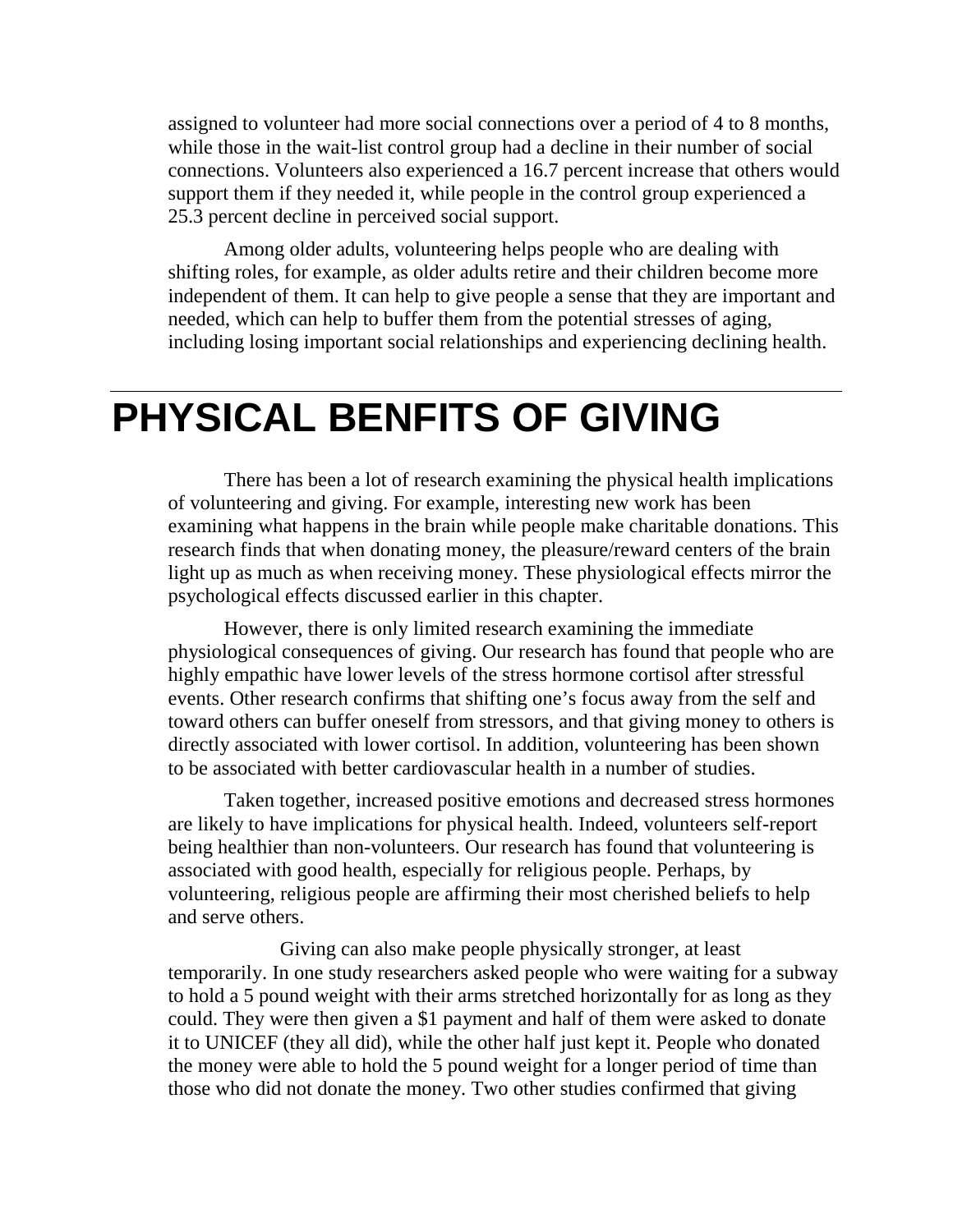assigned to volunteer had more social connections over a period of 4 to 8 months, while those in the wait-list control group had a decline in their number of social connections. Volunteers also experienced a 16.7 percent increase that others would support them if they needed it, while people in the control group experienced a 25.3 percent decline in perceived social support.

Among older adults, volunteering helps people who are dealing with shifting roles, for example, as older adults retire and their children become more independent of them. It can help to give people a sense that they are important and needed, which can help to buffer them from the potential stresses of aging, including losing important social relationships and experiencing declining health.

# PHYSICAL BENFITS OF GIVING

There has been a lot of research examining the physical health implications of volunteering and giving. For example, interesting new work has been examining what happens in the brain while people make charitable donations. This research finds that when donating money, the pleasure/reward centers of the brain light up as much as when receiving money. These physiological effects mirror the psychological effects discussed earlier in this chapter.

However, there is only limited research examining the immediate physiological consequences of giving. Our research has found that people who are highly empathic have lower levels of the stress hormone cortisol after stressful events. Other research confirms that shifting one's focus away from the self and toward others can buffer oneself from stressors, and that giving money to others is directly associated with lower cortisol. In addition, volunteering has been shown to be associated with better cardiovascular health in a number of studies.

Taken together, increased positive emotions and decreased stress hormones are likely to have implications for physical health. Indeed, volunteers self-report being healthier than non-volunteers. Our research has found that volunteering is associated with good health, especially for religious people. Perhaps, by volunteering, religious people are affirming their most cherished beliefs to help and serve others.

Giving can also make people physically stronger, at least temporarily. In one study researchers asked people who were waiting for a subway to hold a 5 pound weight with their arms stretched horizontally for as long as they could. They were then given a $1 payment and half of them were asked to donate it to UNICEF (they all did), while the other half just kept it. People who donated the money were able to hold the 5 pound weight for a longer period of time than those who did not donate the money. Two other studies confirmed that giving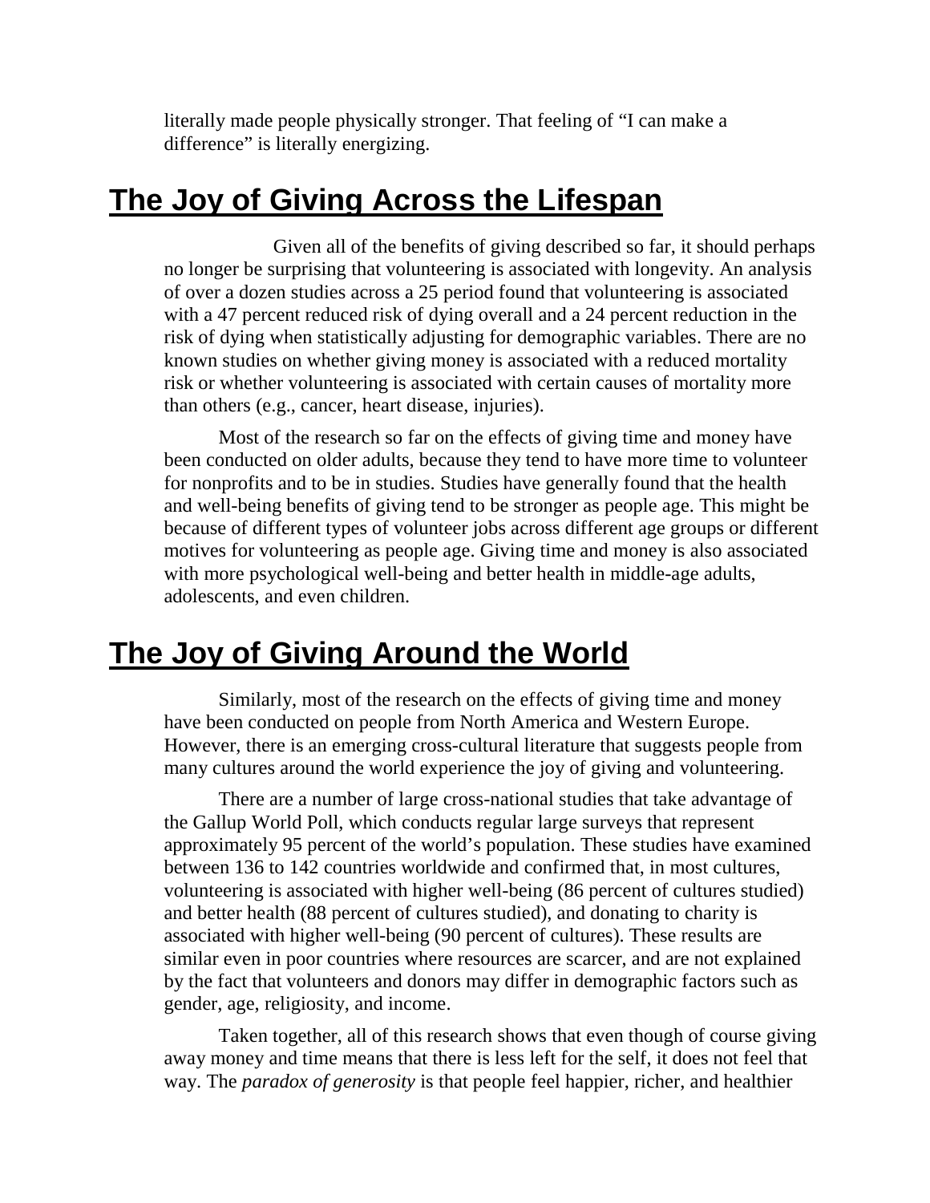literally made people physically stronger. That feeling of "I can make a difference" is literally energizing.

# The Joy of Giving Across the Lifespan

Given all of the benefits of giving described so far, it should perhaps no longer be surprising that volunteering is associated with longevity. An analysis of over a dozen studies across a 25 period found that volunteering is associated with a 47 percent reduced risk of dying overall and a 24 percent reduction in the risk of dying when statistically adjusting for demographic variables. There are no known studies on whether giving money is associated with a reduced mortality risk or whether volunteering is associated with certain causes of mortality more than others (e.g., cancer, heart disease, injuries).

Most of the research so far on the effects of giving time and money have been conducted on older adults, because they tend to have more time to volunteer for nonprofits and to be in studies. Studies have generally found that the health and well-being benefits of giving tend to be stronger as people age. This might be because of different types of volunteer jobs across different age groups or different motives for volunteering as people age. Giving time and money is also associated with more psychological well-being and better health in middle-age adults, adolescents, and even children.

# The Joy of Giving Around the World

Similarly, most of the research on the effects of giving time and money have been conducted on people from North America and Western Europe. However, there is an emerging cross-cultural literature that suggests people from many cultures around the world experience the joy of giving and volunteering.

There are a number of large cross-national studies that take advantage of the Gallup World Poll, which conducts regular large surveys that represent approximately 95 percent of the world's population. These studies have examined between 136 to 142 countries worldwide and confirmed that, in most cultures, volunteering is associated with higher well-being (86 percent of cultures studied) and better health (88 percent of cultures studied), and donating to charity is associated with higher well-being (90 percent of cultures). These results are similar even in poor countries where resources are scarcer, and are not explained by the fact that volunteers and donors may differ in demographic factors such as gender, age, religiosity, and income.

Taken together, all of this research shows that even though of course giving away money and time means that there is less left for the self, it does not feel that way. The *paradox of generosity* is that people feel happier, richer, and healthier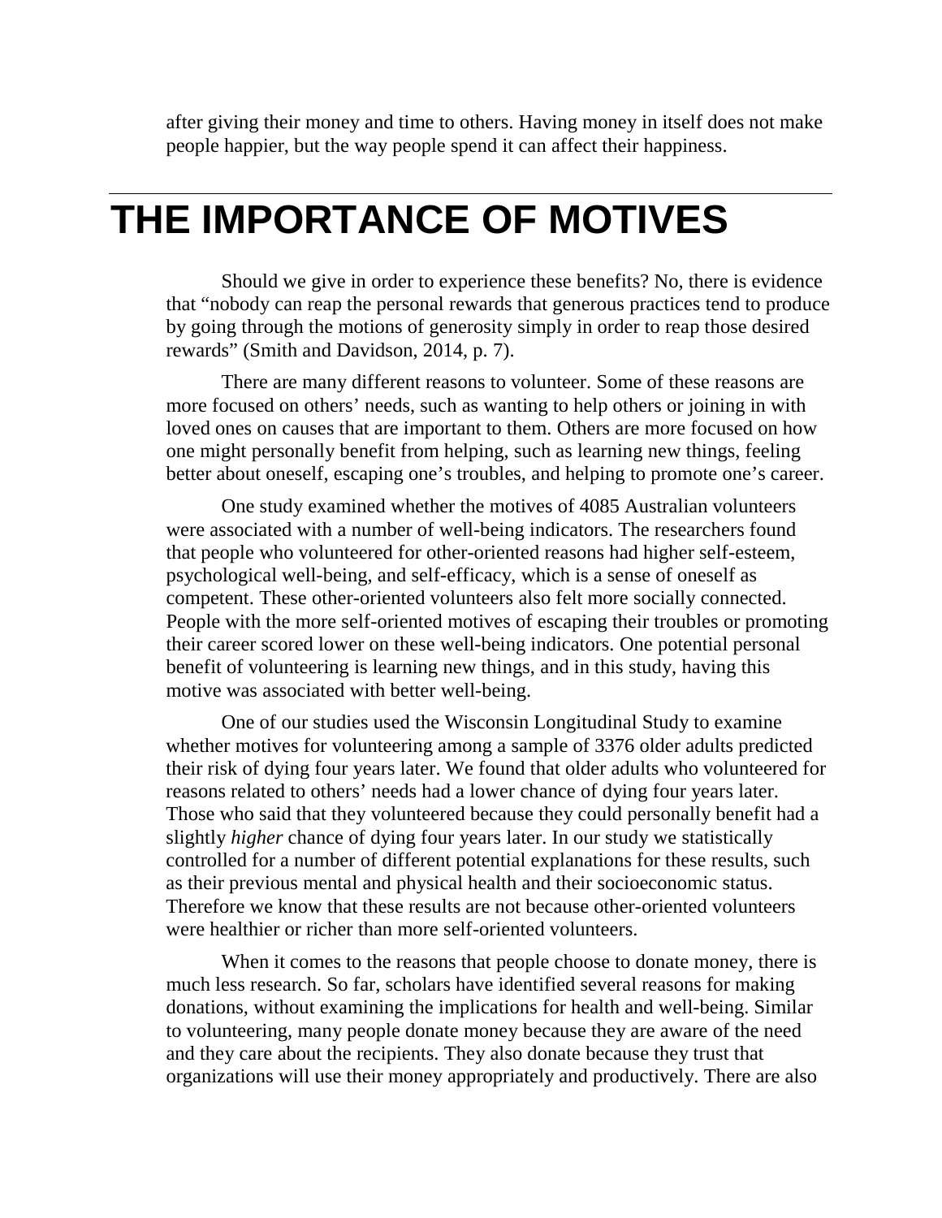after giving their money and time to others. Having money in itself does not make people happier, but the way people spend it can affect their happiness.

# THE IMPORTANCE OF MOTIVES

Should we give in order to experience these benefits? No, there is evidence that "nobody can reap the personal rewards that generous practices tend to produce by going through the motions of generosity simply in order to reap those desired rewards" (Smith and Davidson, 2014, p. 7).

There are many different reasons to volunteer. Some of these reasons are more focused on others' needs, such as wanting to help others or joining in with loved ones on causes that are important to them. Others are more focused on how one might personally benefit from helping, such as learning new things, feeling better about oneself, escaping one's troubles, and helping to promote one's career.

One study examined whether the motives of 4085 Australian volunteers were associated with a number of well-being indicators. The researchers found that people who volunteered for other-oriented reasons had higher self-esteem, psychological well-being, and self-efficacy, which is a sense of oneself as competent. These other-oriented volunteers also felt more socially connected. People with the more self-oriented motives of escaping their troubles or promoting their career scored lower on these well-being indicators. One potential personal benefit of volunteering is learning new things, and in this study, having this motive was associated with better well-being.

One of our studies used the Wisconsin Longitudinal Study to examine whether motives for volunteering among a sample of 3376 older adults predicted their risk of dying four years later. We found that older adults who volunteered for reasons related to others' needs had a lower chance of dying four years later. Those who said that they volunteered because they could personally benefit had a slightly *higher* chance of dying four years later. In our study we statistically controlled for a number of different potential explanations for these results, such as their previous mental and physical health and their socioeconomic status. Therefore we know that these results are not because other-oriented volunteers were healthier or richer than more self-oriented volunteers.

When it comes to the reasons that people choose to donate money, there is much less research. So far, scholars have identified several reasons for making donations, without examining the implications for health and well-being. Similar to volunteering, many people donate money because they are aware of the need and they care about the recipients. They also donate because they trust that organizations will use their money appropriately and productively. There are also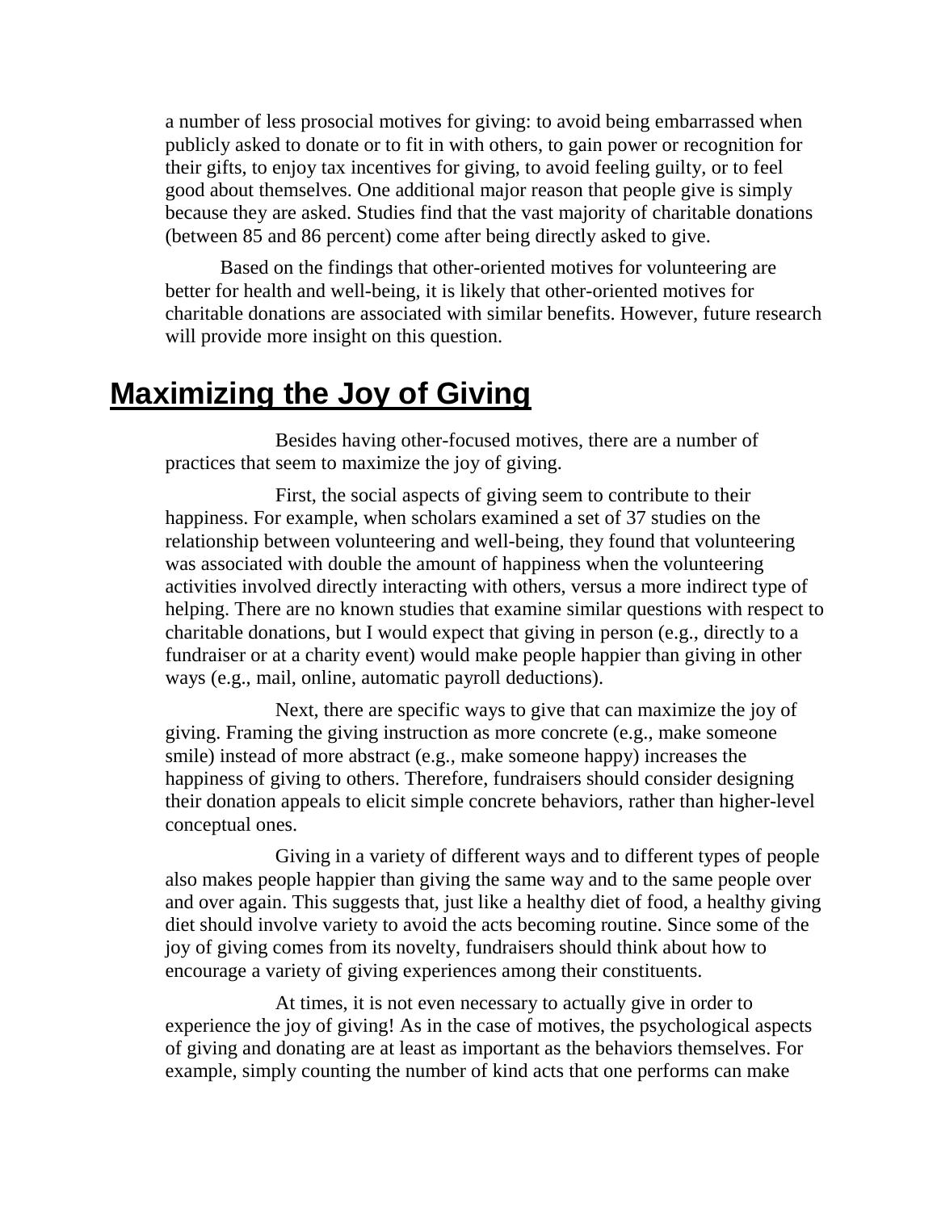a number of less prosocial motives for giving: to avoid being embarrassed when publicly asked to donate or to fit in with others, to gain power or recognition for their gifts, to enjoy tax incentives for giving, to avoid feeling guilty, or to feel good about themselves. One additional major reason that people give is simply because they are asked. Studies find that the vast majority of charitable donations (between 85 and 86 percent) come after being directly asked to give.

Based on the findings that other-oriented motives for volunteering are better for health and well-being, it is likely that other-oriented motives for charitable donations are associated with similar benefits. However, future research will provide more insight on this question.

## Maximizing the Joy of Giving

Besides having other-focused motives, there are a number of practices that seem to maximize the joy of giving.

First, the social aspects of giving seem to contribute to their happiness. For example, when scholars examined a set of 37 studies on the relationship between volunteering and well-being, they found that volunteering was associated with double the amount of happiness when the volunteering activities involved directly interacting with others, versus a more indirect type of helping. There are no known studies that examine similar questions with respect to charitable donations, but I would expect that giving in person (e.g., directly to a fundraiser or at a charity event) would make people happier than giving in other ways (e.g., mail, online, automatic payroll deductions).

Next, there are specific ways to give that can maximize the joy of giving. Framing the giving instruction as more concrete (e.g., make someone smile) instead of more abstract (e.g., make someone happy) increases the happiness of giving to others. Therefore, fundraisers should consider designing their donation appeals to elicit simple concrete behaviors, rather than higher-level conceptual ones.

Giving in a variety of different ways and to different types of people also makes people happier than giving the same way and to the same people over and over again. This suggests that, just like a healthy diet of food, a healthy giving diet should involve variety to avoid the acts becoming routine. Since some of the joy of giving comes from its novelty, fundraisers should think about how to encourage a variety of giving experiences among their constituents.

At times, it is not even necessary to actually give in order to experience the joy of giving! As in the case of motives, the psychological aspects of giving and donating are at least as important as the behaviors themselves. For example, simply counting the number of kind acts that one performs can make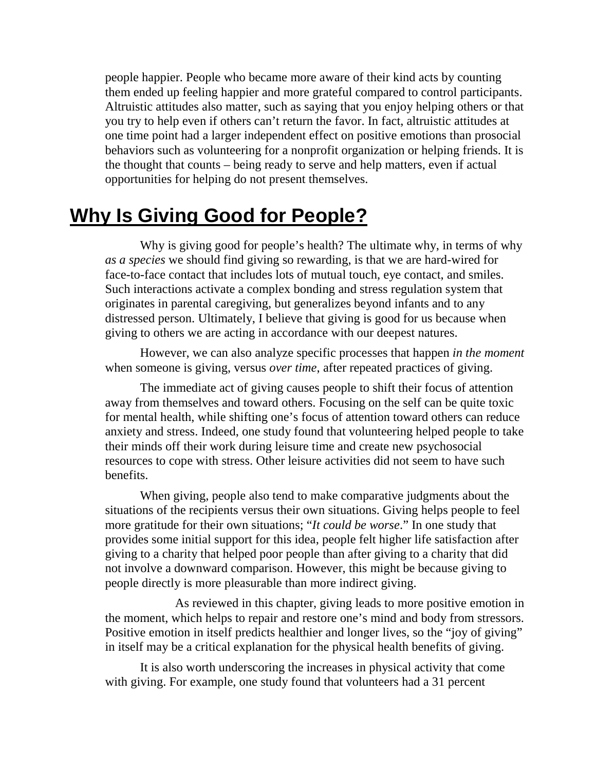people happier. People who became more aware of their kind acts by counting them ended up feeling happier and more grateful compared to control participants. Altruistic attitudes also matter, such as saying that you enjoy helping others or that you try to help even if others can't return the favor. In fact, altruistic attitudes at one time point had a larger independent effect on positive emotions than prosocial behaviors such as volunteering for a nonprofit organization or helping friends. It is the thought that counts – being ready to serve and help matters, even if actual opportunities for helping do not present themselves.

## Why Is Giving Good for People?

Why is giving good for people's health? The ultimate why, in terms of why *as a species* we should find giving so rewarding, is that we are hard-wired for face-to-face contact that includes lots of mutual touch, eye contact, and smiles. Such interactions activate a complex bonding and stress regulation system that originates in parental caregiving, but generalizes beyond infants and to any distressed person. Ultimately, I believe that giving is good for us because when giving to others we are acting in accordance with our deepest natures.

However, we can also analyze specific processes that happen *in the moment* when someone is giving, versus *over time*, after repeated practices of giving.

The immediate act of giving causes people to shift their focus of attention away from themselves and toward others. Focusing on the self can be quite toxic for mental health, while shifting one's focus of attention toward others can reduce anxiety and stress. Indeed, one study found that volunteering helped people to take their minds off their work during leisure time and create new psychosocial resources to cope with stress. Other leisure activities did not seem to have such benefits.

When giving, people also tend to make comparative judgments about the situations of the recipients versus their own situations. Giving helps people to feel more gratitude for their own situations; "*It could be worse*." In one study that provides some initial support for this idea, people felt higher life satisfaction after giving to a charity that helped poor people than after giving to a charity that did not involve a downward comparison. However, this might be because giving to people directly is more pleasurable than more indirect giving.

As reviewed in this chapter, giving leads to more positive emotion in the moment, which helps to repair and restore one's mind and body from stressors. Positive emotion in itself predicts healthier and longer lives, so the "joy of giving" in itself may be a critical explanation for the physical health benefits of giving.

It is also worth underscoring the increases in physical activity that come with giving. For example, one study found that volunteers had a 31 percent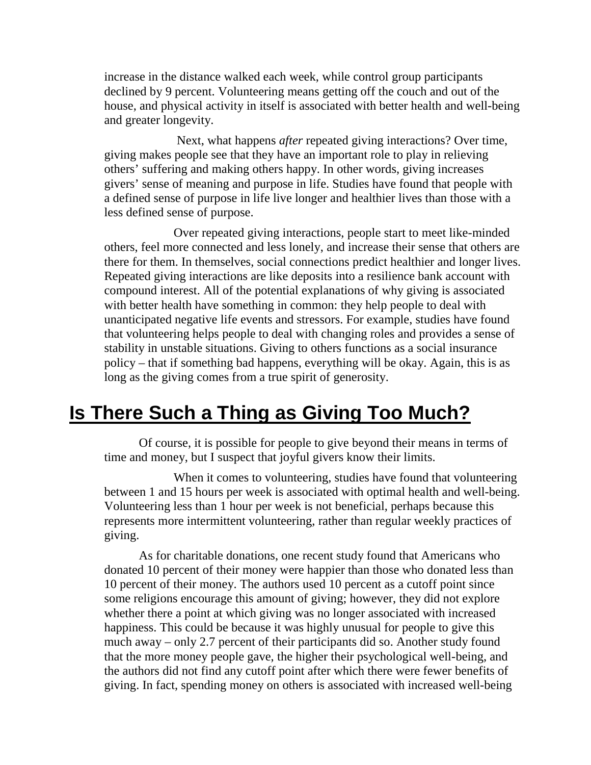increase in the distance walked each week, while control group participants declined by 9 percent. Volunteering means getting off the couch and out of the house, and physical activity in itself is associated with better health and well-being and greater longevity.

Next, what happens *after* repeated giving interactions? Over time, giving makes people see that they have an important role to play in relieving others' suffering and making others happy. In other words, giving increases givers' sense of meaning and purpose in life. Studies have found that people with a defined sense of purpose in life live longer and healthier lives than those with a less defined sense of purpose.

Over repeated giving interactions, people start to meet like-minded others, feel more connected and less lonely, and increase their sense that others are there for them. In themselves, social connections predict healthier and longer lives. Repeated giving interactions are like deposits into a resilience bank account with compound interest. All of the potential explanations of why giving is associated with better health have something in common: they help people to deal with unanticipated negative life events and stressors. For example, studies have found that volunteering helps people to deal with changing roles and provides a sense of stability in unstable situations. Giving to others functions as a social insurance policy – that if something bad happens, everything will be okay. Again, this is as long as the giving comes from a true spirit of generosity.

## Is There Such a Thing as Giving Too Much?

Of course, it is possible for people to give beyond their means in terms of time and money, but I suspect that joyful givers know their limits.

When it comes to volunteering, studies have found that volunteering between 1 and 15 hours per week is associated with optimal health and well-being. Volunteering less than 1 hour per week is not beneficial, perhaps because this represents more intermittent volunteering, rather than regular weekly practices of giving.

As for charitable donations, one recent study found that Americans who donated 10 percent of their money were happier than those who donated less than 10 percent of their money. The authors used 10 percent as a cutoff point since some religions encourage this amount of giving; however, they did not explore whether there a point at which giving was no longer associated with increased happiness. This could be because it was highly unusual for people to give this much away – only 2.7 percent of their participants did so. Another study found that the more money people gave, the higher their psychological well-being, and the authors did not find any cutoff point after which there were fewer benefits of giving. In fact, spending money on others is associated with increased well-being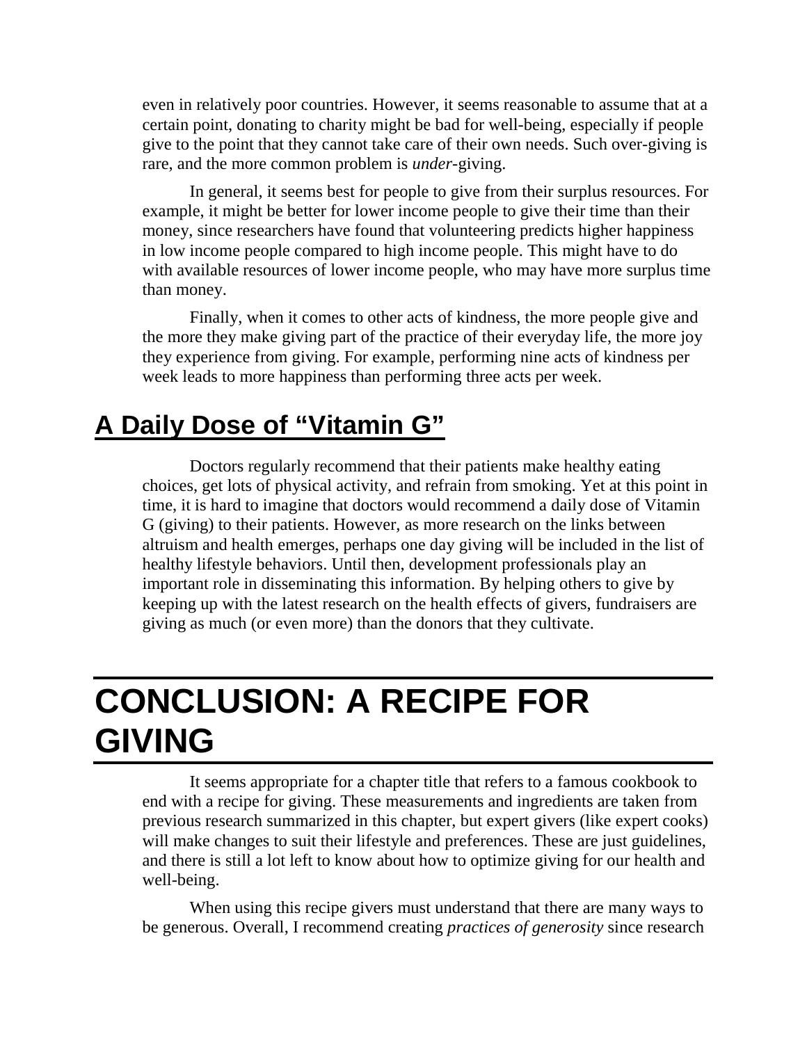even in relatively poor countries. However, it seems reasonable to assume that at a certain point, donating to charity might be bad for well-being, especially if people give to the point that they cannot take care of their own needs. Such over-giving is rare, and the more common problem is *under*-giving.

In general, it seems best for people to give from their surplus resources. For example, it might be better for lower income people to give their time than their money, since researchers have found that volunteering predicts higher happiness in low income people compared to high income people. This might have to do with available resources of lower income people, who may have more surplus time than money.

Finally, when it comes to other acts of kindness, the more people give and the more they make giving part of the practice of their everyday life, the more joy they experience from giving. For example, performing nine acts of kindness per week leads to more happiness than performing three acts per week.

## A Daily Dose of "Vitamin G"

Doctors regularly recommend that their patients make healthy eating choices, get lots of physical activity, and refrain from smoking. Yet at this point in time, it is hard to imagine that doctors would recommend a daily dose of Vitamin G (giving) to their patients. However, as more research on the links between altruism and health emerges, perhaps one day giving will be included in the list of healthy lifestyle behaviors. Until then, development professionals play an important role in disseminating this information. By helping others to give by keeping up with the latest research on the health effects of givers, fundraisers are giving as much (or even more) than the donors that they cultivate.

# CONCLUSION: A RECIPE FOR GIVING

It seems appropriate for a chapter title that refers to a famous cookbook to end with a recipe for giving. These measurements and ingredients are taken from previous research summarized in this chapter, but expert givers (like expert cooks) will make changes to suit their lifestyle and preferences. These are just guidelines, and there is still a lot left to know about how to optimize giving for our health and well-being.

When using this recipe givers must understand that there are many ways to be generous. Overall, I recommend creating *practices of generosity* since research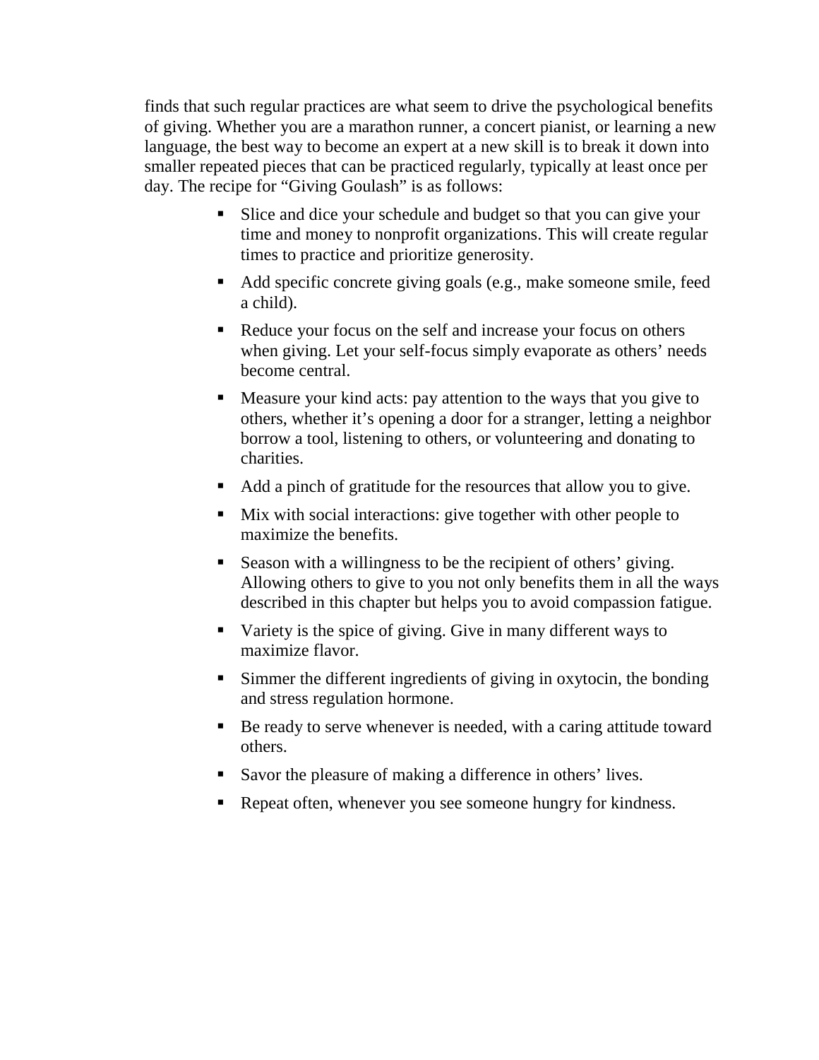finds that such regular practices are what seem to drive the psychological benefits of giving. Whether you are a marathon runner, a concert pianist, or learning a new language, the best way to become an expert at a new skill is to break it down into smaller repeated pieces that can be practiced regularly, typically at least once per day. The recipe for "Giving Goulash" is as follows:

- Slice and dice your schedule and budget so that you can give your time and money to nonprofit organizations. This will create regular times to practice and prioritize generosity.
- Add specific concrete giving goals (e.g., make someone smile, feed a child).
- Reduce your focus on the self and increase your focus on others when giving. Let your self-focus simply evaporate as others' needs become central.
- Measure your kind acts: pay attention to the ways that you give to others, whether it's opening a door for a stranger, letting a neighbor borrow a tool, listening to others, or volunteering and donating to charities.
- Add a pinch of gratitude for the resources that allow you to give.
- Mix with social interactions: give together with other people to maximize the benefits.
- Season with a willingness to be the recipient of others' giving. Allowing others to give to you not only benefits them in all the ways described in this chapter but helps you to avoid compassion fatigue.
- Variety is the spice of giving. Give in many different ways to maximize flavor.
- Simmer the different ingredients of giving in oxytocin, the bonding and stress regulation hormone.
- Be ready to serve whenever is needed, with a caring attitude toward others.
- Savor the pleasure of making a difference in others' lives.
- Repeat often, whenever you see someone hungry for kindness.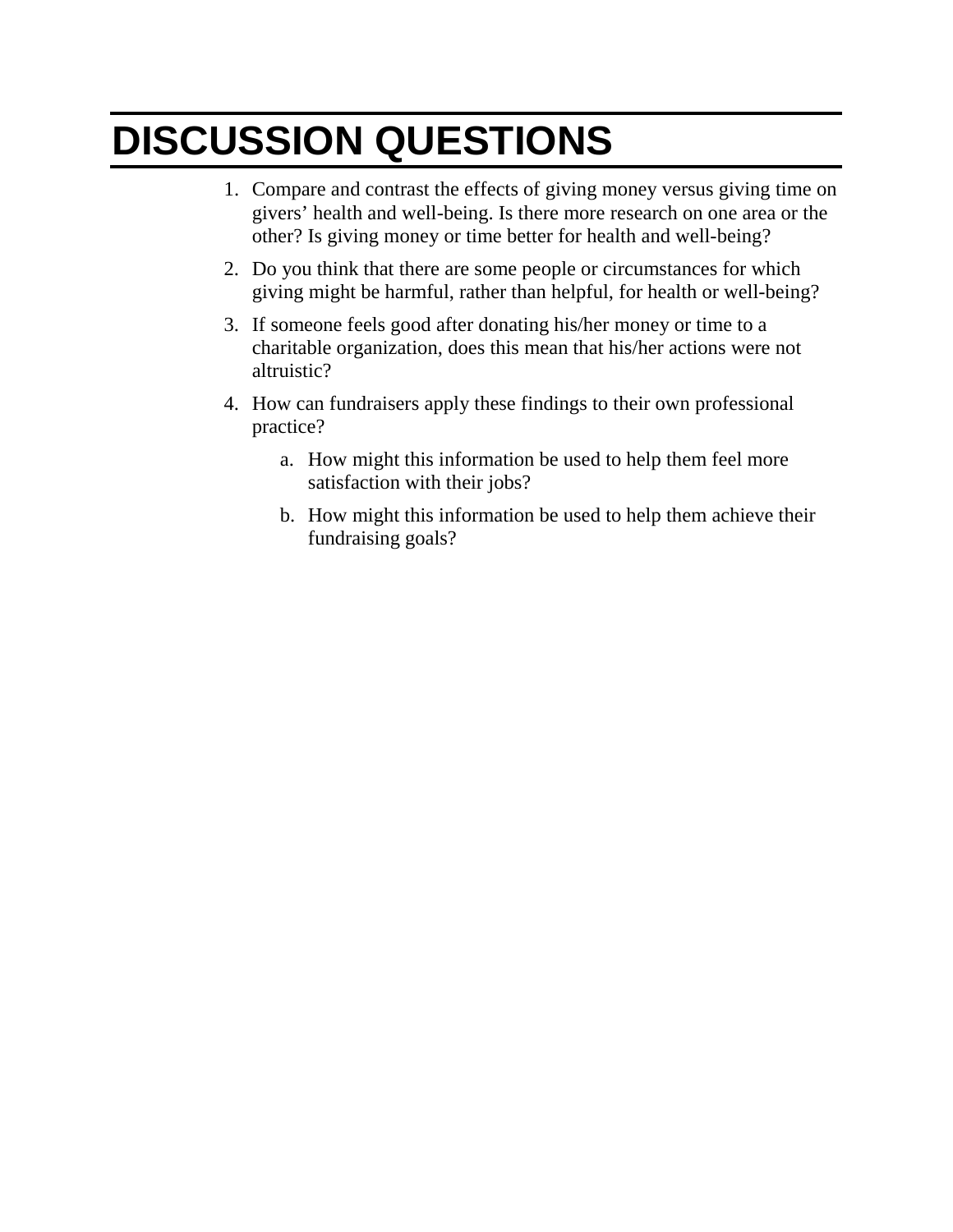# DISCUSSION QUESTIONS

1. Compare and contrast the effects of giving money versus giving time on givers' health and well-being. Is there more research on one area or the other? Is giving money or time better for health and well-being?
2. Do you think that there are some people or circumstances for which giving might be harmful, rather than helpful, for health or well-being?
3. If someone feels good after donating his/her money or time to a charitable organization, does this mean that his/her actions were not altruistic?
4. How can fundraisers apply these findings to their own professional practice?
   a. How might this information be used to help them feel more satisfaction with their jobs?
   b. How might this information be used to help them achieve their fundraising goals?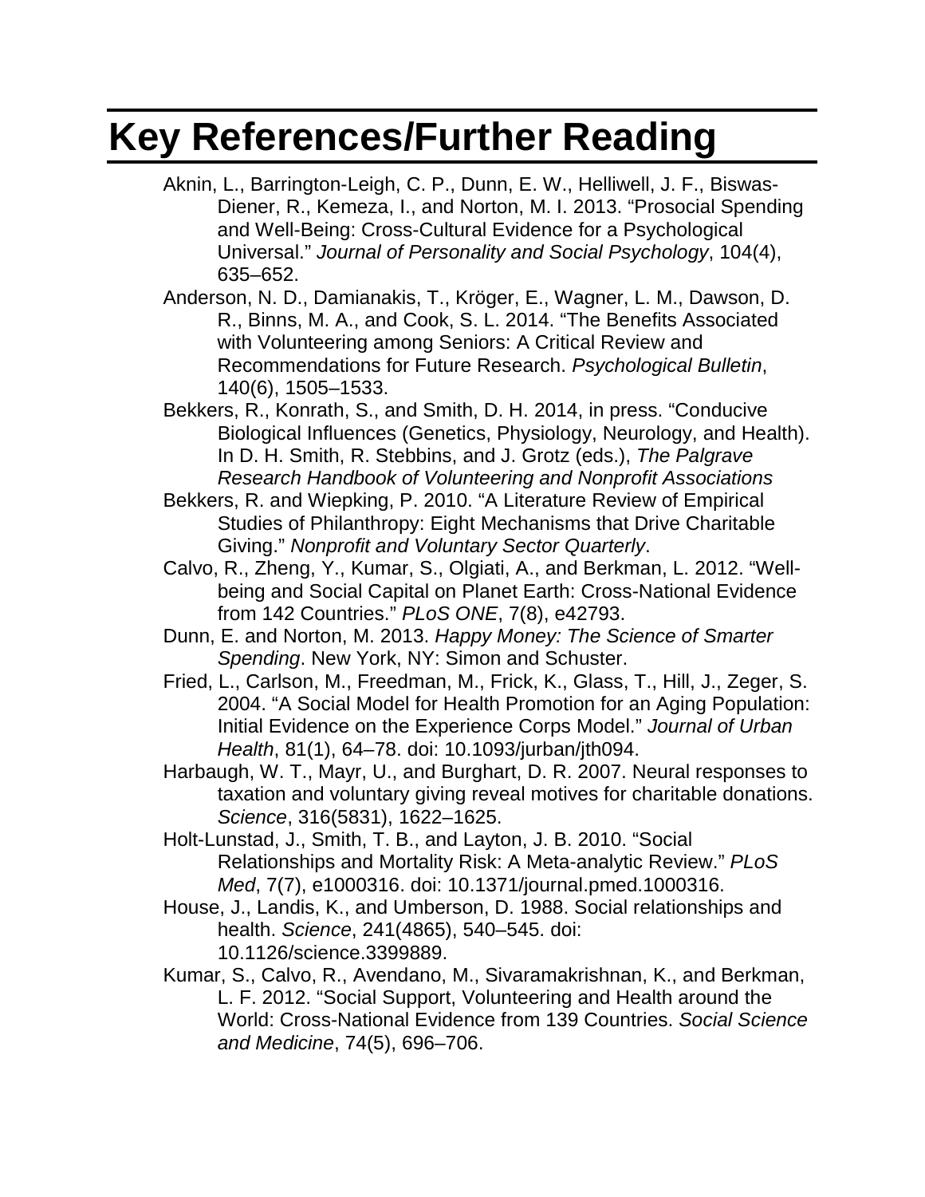# Key References/Further Reading

Aknin, L., Barrington-Leigh, C. P., Dunn, E. W., Helliwell, J. F., Biswas-Diener, R., Kemeza, I., and Norton, M. I. 2013. “Prosocial Spending and Well-Being: Cross-Cultural Evidence for a Psychological Universal.” *Journal of Personality and Social Psychology*, 104(4), 635–652.

Anderson, N. D., Damianakis, T., Kröger, E., Wagner, L. M., Dawson, D. R., Binns, M. A., and Cook, S. L. 2014. “The Benefits Associated with Volunteering among Seniors: A Critical Review and Recommendations for Future Research. *Psychological Bulletin*, 140(6), 1505–1533.

Bekkers, R., Konrath, S., and Smith, D. H. 2014, in press. “Conducive Biological Influences (Genetics, Physiology, Neurology, and Health). In D. H. Smith, R. Stebbins, and J. Grotz (eds.), *The Palgrave Research Handbook of Volunteering and Nonprofit Associations*

Bekkers, R. and Wiepking, P. 2010. “A Literature Review of Empirical Studies of Philanthropy: Eight Mechanisms that Drive Charitable Giving.” *Nonprofit and Voluntary Sector Quarterly*.

Calvo, R., Zheng, Y., Kumar, S., Olgiati, A., and Berkman, L. 2012. “Well-being and Social Capital on Planet Earth: Cross-National Evidence from 142 Countries.” *PLoS ONE*, 7(8), e42793.

Dunn, E. and Norton, M. 2013. *Happy Money: The Science of Smarter Spending*. New York, NY: Simon and Schuster.

Fried, L., Carlson, M., Freedman, M., Frick, K., Glass, T., Hill, J., Zeger, S. 2004. “A Social Model for Health Promotion for an Aging Population: Initial Evidence on the Experience Corps Model.” *Journal of Urban Health*, 81(1), 64–78. doi: 10.1093/jurban/jth094.

Harbaugh, W. T., Mayr, U., and Burghart, D. R. 2007. Neural responses to taxation and voluntary giving reveal motives for charitable donations. *Science*, 316(5831), 1622–1625.

Holt-Lunstad, J., Smith, T. B., and Layton, J. B. 2010. “Social Relationships and Mortality Risk: A Meta-analytic Review.” *PLoS Med*, 7(7), e1000316. doi: 10.1371/journal.pmed.1000316.

House, J., Landis, K., and Umberson, D. 1988. Social relationships and health. *Science*, 241(4865), 540–545. doi: 10.1126/science.3399889.

Kumar, S., Calvo, R., Avendano, M., Sivaramakrishnan, K., and Berkman, L. F. 2012. “Social Support, Volunteering and Health around the World: Cross-National Evidence from 139 Countries. *Social Science and Medicine*, 74(5), 696–706.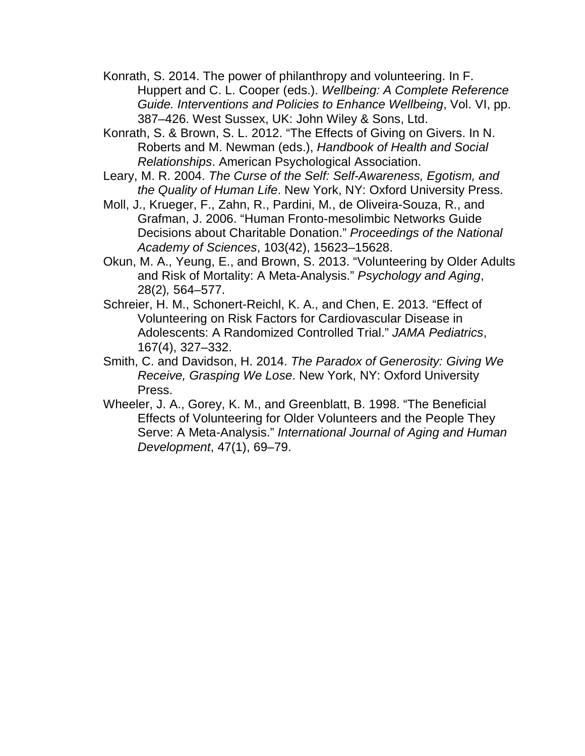Konrath, S. 2014. The power of philanthropy and volunteering. In F. Huppert and C. L. Cooper (eds.). *Wellbeing: A Complete Reference Guide. Interventions and Policies to Enhance Wellbeing*, Vol. VI, pp. 387–426. West Sussex, UK: John Wiley & Sons, Ltd.

Konrath, S. & Brown, S. L. 2012. "The Effects of Giving on Givers. In N. Roberts and M. Newman (eds.), *Handbook of Health and Social Relationships*. American Psychological Association.

Leary, M. R. 2004. *The Curse of the Self: Self-Awareness, Egotism, and the Quality of Human Life*. New York, NY: Oxford University Press.

Moll, J., Krueger, F., Zahn, R., Pardini, M., de Oliveira-Souza, R., and Grafman, J. 2006. "Human Fronto-mesolimbic Networks Guide Decisions about Charitable Donation." *Proceedings of the National Academy of Sciences*, 103(42), 15623–15628.

Okun, M. A., Yeung, E., and Brown, S. 2013. "Volunteering by Older Adults and Risk of Mortality: A Meta-Analysis." *Psychology and Aging*, 28(2), 564–577.

Schreier, H. M., Schonert-Reichl, K. A., and Chen, E. 2013. "Effect of Volunteering on Risk Factors for Cardiovascular Disease in Adolescents: A Randomized Controlled Trial." *JAMA Pediatrics*, 167(4), 327–332.

Smith, C. and Davidson, H. 2014. *The Paradox of Generosity: Giving We Receive, Grasping We Lose*. New York, NY: Oxford University Press.

Wheeler, J. A., Gorey, K. M., and Greenblatt, B. 1998. "The Beneficial Effects of Volunteering for Older Volunteers and the People They Serve: A Meta-Analysis." *International Journal of Aging and Human Development*, 47(1), 69–79.